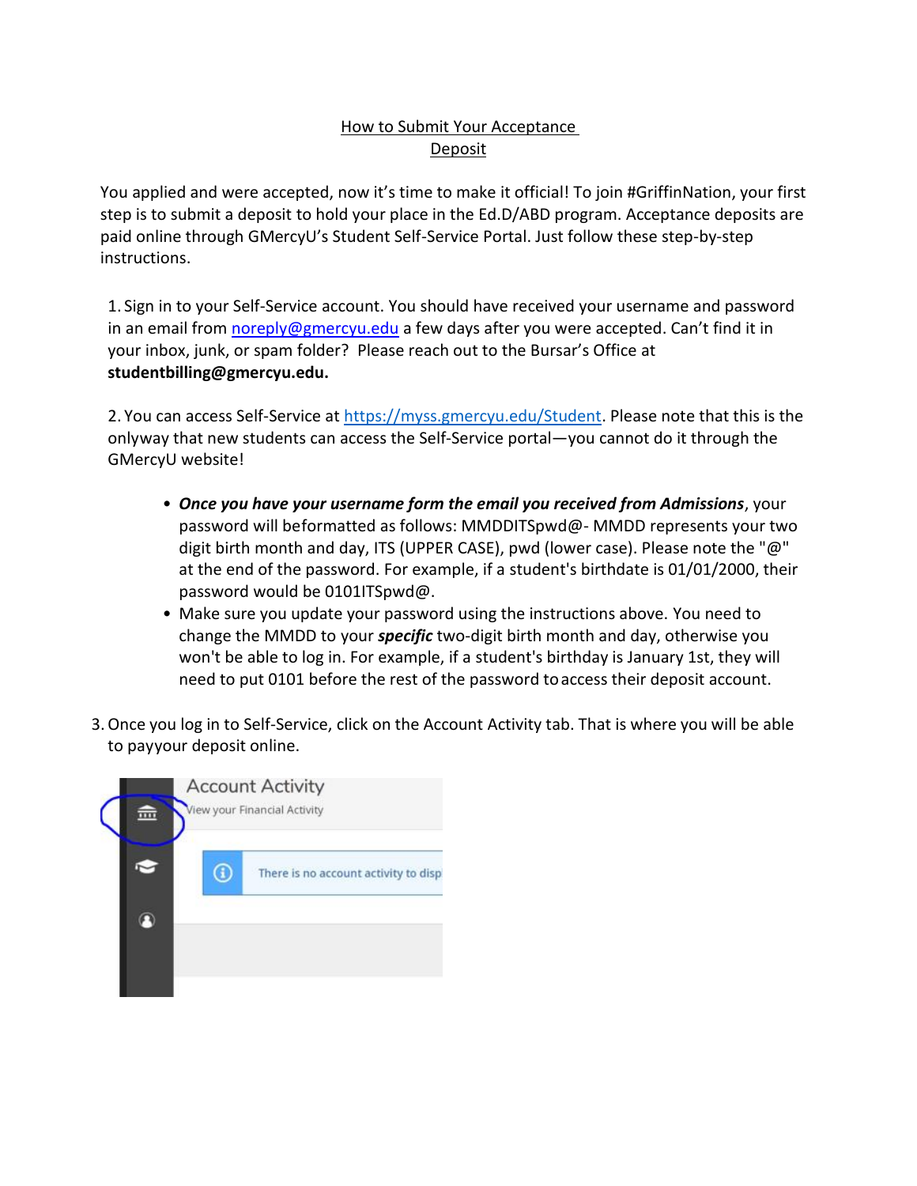# How to Submit Your Acceptance Deposit

You applied and were accepted, now it's time to make it official! To join #GriffinNation, your first step is to submit a deposit to hold your place in the Ed.D/ABD program. Acceptance deposits are paid online through GMercyU's Student Self-Service Portal. Just follow these step-by-step instructions.

1. Sign in to your Self-Service account. You should have received your username and password in an email from noreply@gmercyu.edu a few days after you were accepted. Can't find it in your inbox, junk, or spam folder? Please reach out to the Bursar's Office at **studentbilling@gmercyu.edu.**

2. You can access Self-Service at https://myss.gmercyu.edu/Student. Please note that this is the onlyway that new students can access the Self-Service portal—you cannot do it through the GMercyU website!

   - ***Once you have your username form the email you received from Admissions***, your password will beformatted as follows: MMDDITSpwd@- MMDD represents your two digit birth month and day, ITS (UPPER CASE), pwd (lower case). Please note the "@" at the end of the password. For example, if a student's birthdate is 01/01/2000, their password would be 0101ITSpwd@.
   - Make sure you update your password using the instructions above. You need to change the MMDD to your ***specific*** two-digit birth month and day, otherwise you won't be able to log in. For example, if a student's birthday is January 1st, they will need to put 0101 before the rest of the password to access their deposit account.

3. Once you log in to Self-Service, click on the Account Activity tab. That is where you will be able to payyour deposit online.

Account Activity
View your Financial Activity
There is no account activity to disp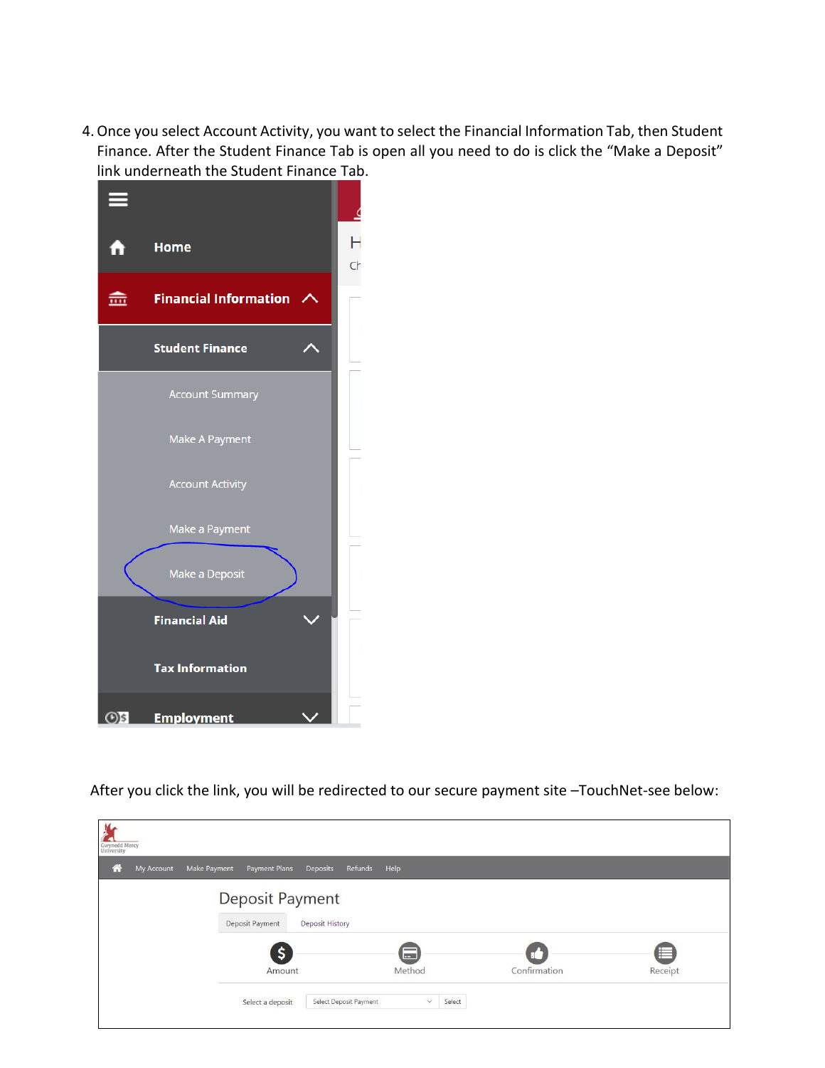4. Once you select Account Activity, you want to select the Financial Information Tab, then Student Finance. After the Student Finance Tab is open all you need to do is click the "Make a Deposit" link underneath the Student Finance Tab.

After you click the link, you will be redirected to our secure payment site –TouchNet-see below: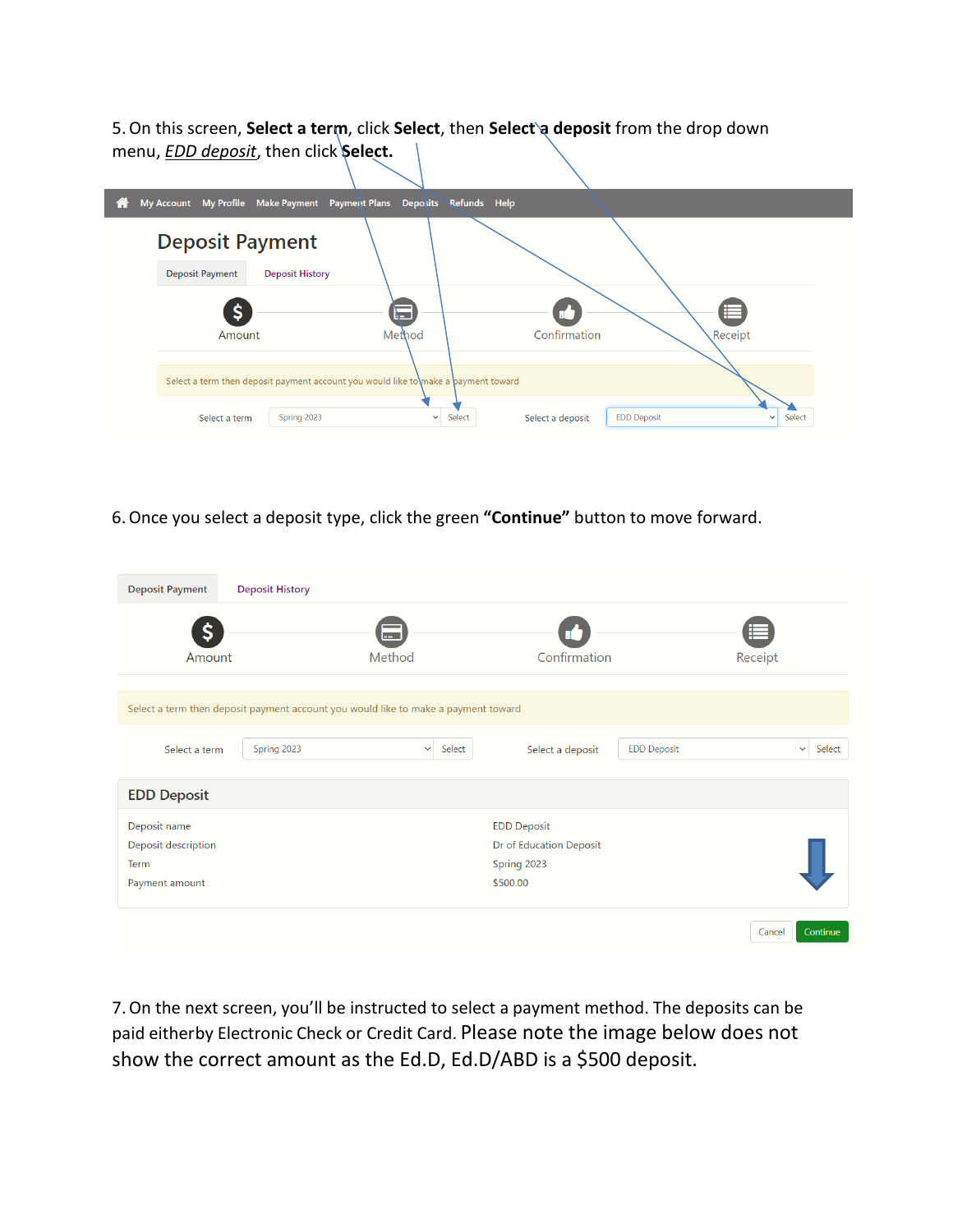5. On this screen, **Select a term**, click **Select**, then **Select a deposit** from the drop down menu, ***EDD deposit***, then click **Select.**

My Account My Profile Make Payment Payment Plans Deposits Refunds Help

Deposit Payment

Deposit Payment Deposit History

Amount Method Confirmation Receipt

Select a term then deposit payment account you would like to make a payment toward

Select a term Spring 2023 Select Select a deposit EDD Deposit Select

6. Once you select a deposit type, click the green **"Continue"** button to move forward.

Deposit Payment Deposit History

Amount Method Confirmation Receipt

Select a term then deposit payment account you would like to make a payment toward

Select a term Spring 2023 Select Select a deposit EDD Deposit Select

EDD Deposit

| | |
|---|---|
| Deposit name | EDD Deposit |
| Deposit description | Dr of Education Deposit |
| Term | Spring 2023 |
| Payment amount | $500.00 |

Cancel Continue

7. On the next screen, you'll be instructed to select a payment method. The deposits can be paid eitherby Electronic Check or Credit Card. Please note the image below does not show the correct amount as the Ed.D, Ed.D/ABD is a $500 deposit.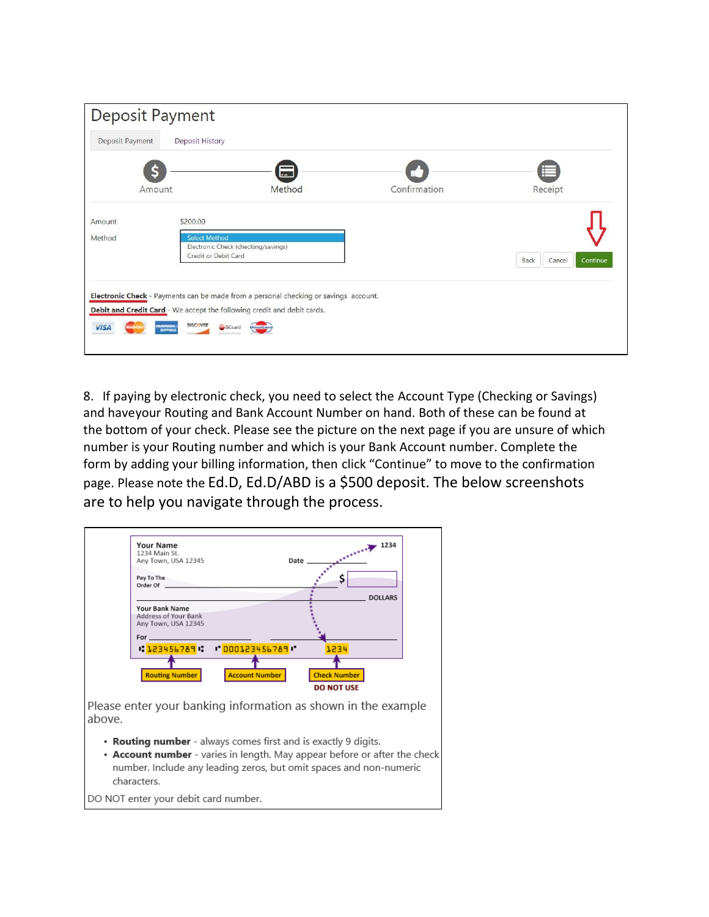Deposit Payment

Deposit Payment | Deposit History

Amount — Method — Confirmation — Receipt

Amount $200.00

Method
- Select Method
- Electronic Check (checking/savings)
- Credit or Debit Card

Back | Cancel | Continue

**Electronic Check** - Payments can be made from a personal checking or savings account.

**Debit and Credit Card** - We accept the following credit and debit cards.

8. If paying by electronic check, you need to select the Account Type (Checking or Savings) and haveyour Routing and Bank Account Number on hand. Both of these can be found at the bottom of your check. Please see the picture on the next page if you are unsure of which number is your Routing number and which is your Bank Account number. Complete the form by adding your billing information, then click "Continue" to move to the confirmation page. Please note the Ed.D, Ed.D/ABD is a $500 deposit. The below screenshots are to help you navigate through the process.

Your Name
1234 Main St.
Any Town, USA 12345

1234

Date

Pay To The Order Of

$

DOLLARS

Your Bank Name
Address of Your Bank
Any Town, USA 12345

For

123456789 | 000123456789 | 1234

Routing Number | Account Number | Check Number

DO NOT USE

Please enter your banking information as shown in the example above.

- **Routing number** - always comes first and is exactly 9 digits.
- **Account number** - varies in length. May appear before or after the check number. Include any leading zeros, but omit spaces and non-numeric characters.

DO NOT enter your debit card number.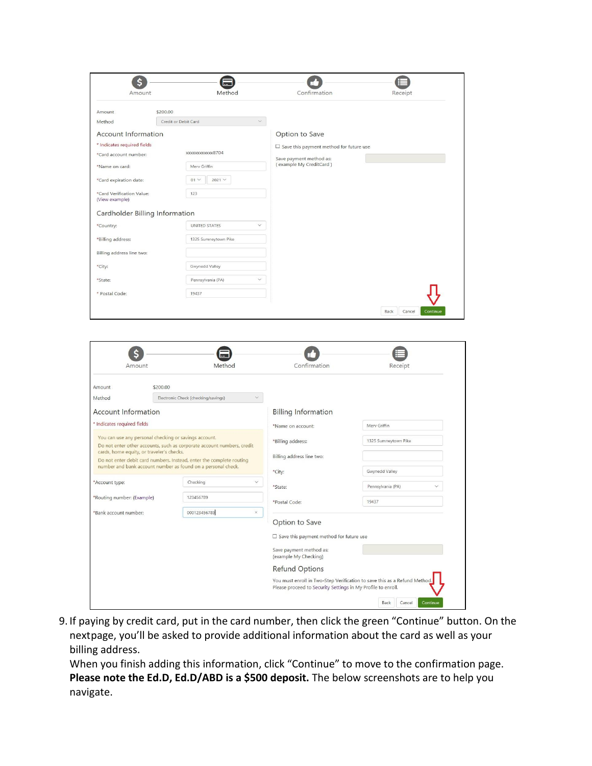Amount | Method | Confirmation | Receipt

Amount $200.00

Method Credit or Debit Card

**Account Information**

* Indicates required fields

*Card account number: xxxxxxxxxxxx8704

*Name on card: Merv Griffin

*Card expiration date: 01 2021

*Card Verification Value: 123
(View example)

**Cardholder Billing Information**

*Country: UNITED STATES

*Billing address: 1325 Sumneytown Pike

Billing address line two:

*City: Gwynedd Valley

*State: Pennsylvania (PA)

* Postal Code: 19437

**Option to Save**

☐ Save this payment method for future use

Save payment method as:
( example My CreditCard )

Back Cancel Continue

---

Amount | Method | Confirmation | Receipt

Amount $200.00

Method Electronic Check (checking/savings)

**Account Information**

* Indicates required fields

You can use any personal checking or savings account.

Do not enter other accounts, such as corporate account numbers, credit cards, home equity, or traveler's checks.

Do not enter debit card numbers. Instead, enter the complete routing number and bank account number as found on a personal check.

*Account type: Checking

*Routing number: (Example) 123456789

*Bank account number: 000123456789

**Billing Information**

*Name on account: Merv Griffin

*Billing address: 1325 Sumneytown Pike

Billing address line two:

*City: Gwynedd Valley

*State: Pennsylvania (PA)

*Postal Code: 19437

**Option to Save**

☐ Save this payment method for future use

Save payment method as:
(example My Checking)

**Refund Options**

You must enroll in Two-Step Verification to save this as a Refund Method.
Please proceed to Security Settings in My Profile to enroll.

Back Cancel Continue

9. If paying by credit card, put in the card number, then click the green “Continue” button. On the nextpage, you'll be asked to provide additional information about the card as well as your billing address.
   When you finish adding this information, click “Continue” to move to the confirmation page. **Please note the Ed.D, Ed.D/ABD is a $500 deposit.** The below screenshots are to help you navigate.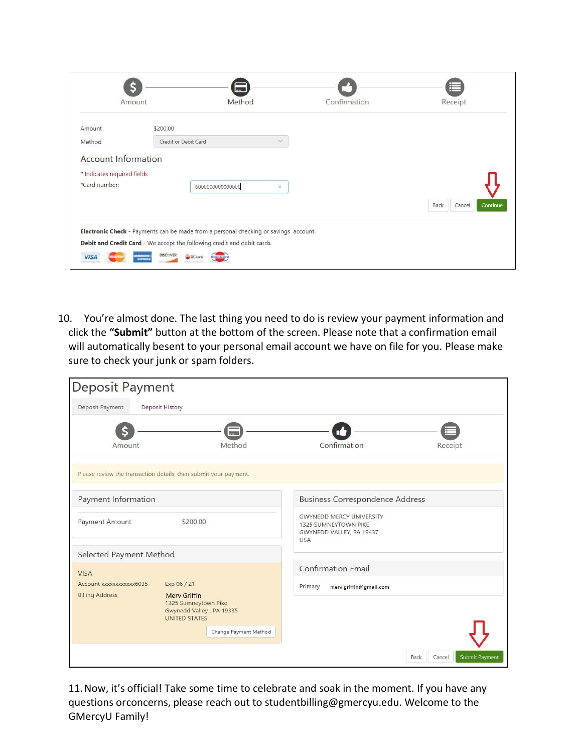Amount | Method | Confirmation | Receipt

Amount $200.00

Method Credit or Debit Card

Account Information

\* Indicates required fields

\*Card number: 6000000000000000

Back | Cancel | Continue

**Electronic Check** - Payments can be made from a personal checking or savings account.

**Debit and Credit Card** - We accept the following credit and debit cards.

10. You're almost done. The last thing you need to do is review your payment information and click the **"Submit"** button at the bottom of the screen. Please note that a confirmation email will automatically besent to your personal email account we have on file for you. Please make sure to check your junk or spam folders.

Deposit Payment

Deposit Payment | Deposit History

Amount | Method | Confirmation | Receipt

Please review the transaction details, then submit your payment.

Payment Information

Payment Amount $200.00

Business Correspondence Address

GWYNEDD MERCY UNIVERSITY
1325 SUMNEYTOWN PIKE
GWYNEDD VALLEY, PA 19437
USA

Selected Payment Method

VISA

Account xxxxxxxxxxxx6035 Exp 06 / 21

Billing Address Merv Griffin
1325 Sumneytown Pike
Gwynedd Valley , PA 19335
UNITED STATES

Change Payment Method

Confirmation Email

Primary merv.griffin@gmail.com

Back | Cancel | Submit Payment

11. Now, it's official! Take some time to celebrate and soak in the moment. If you have any questions orconcerns, please reach out to studentbilling@gmercyu.edu. Welcome to the GMercyU Family!